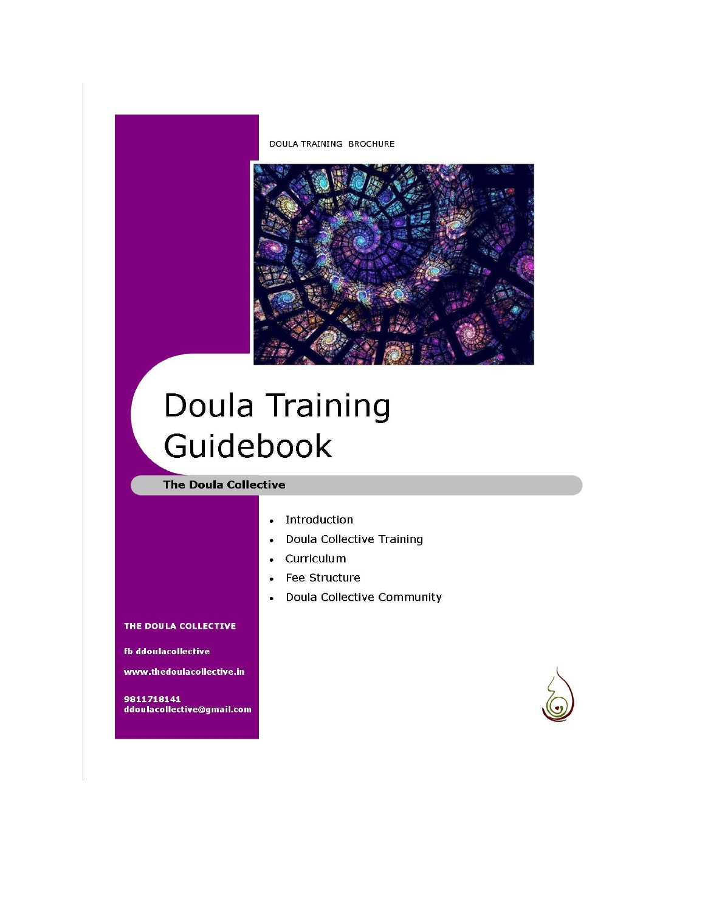DOULA TRAINING BROCHURE

# Doula Training Guidebook

**The Doula Collective**

- Introduction
- Doula Collective Training
- Curriculum
- Fee Structure
- Doula Collective Community

**THE DOULA COLLECTIVE**

**fb ddoulacollective**

**www.thedoulacollective.in**

**9811718141**
**ddoulacollective@gmail.com**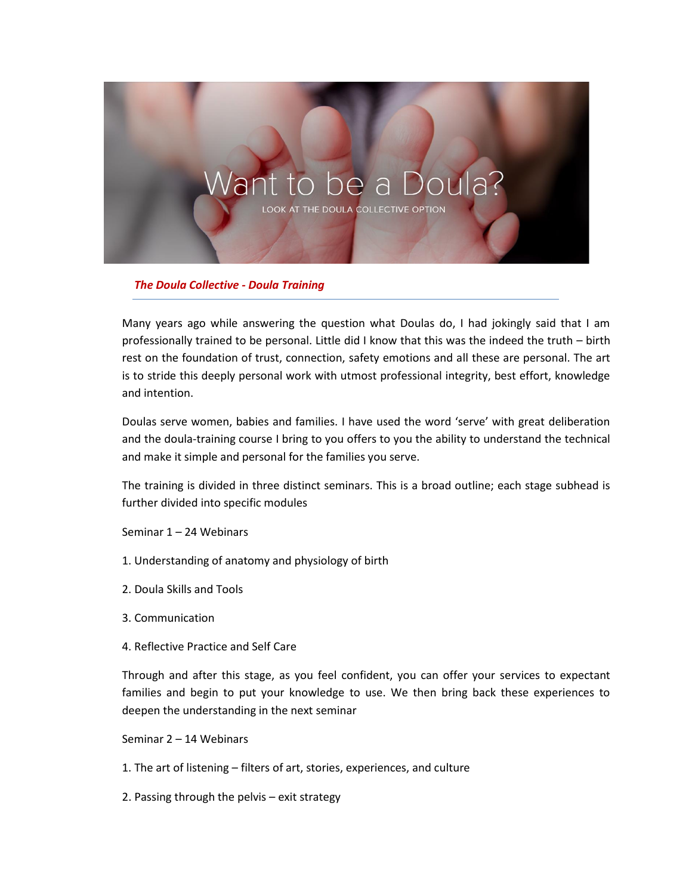Want to be a Doula?

LOOK AT THE DOULA COLLECTIVE OPTION

***The Doula Collective - Doula Training***

---

Many years ago while answering the question what Doulas do, I had jokingly said that I am professionally trained to be personal. Little did I know that this was the indeed the truth – birth rest on the foundation of trust, connection, safety emotions and all these are personal. The art is to stride this deeply personal work with utmost professional integrity, best effort, knowledge and intention.

Doulas serve women, babies and families. I have used the word 'serve' with great deliberation and the doula-training course I bring to you offers to you the ability to understand the technical and make it simple and personal for the families you serve.

The training is divided in three distinct seminars. This is a broad outline; each stage subhead is further divided into specific modules

Seminar 1 – 24 Webinars

1. Understanding of anatomy and physiology of birth

2. Doula Skills and Tools

3. Communication

4. Reflective Practice and Self Care

Through and after this stage, as you feel confident, you can offer your services to expectant families and begin to put your knowledge to use. We then bring back these experiences to deepen the understanding in the next seminar

Seminar 2 – 14 Webinars

1. The art of listening – filters of art, stories, experiences, and culture

2. Passing through the pelvis – exit strategy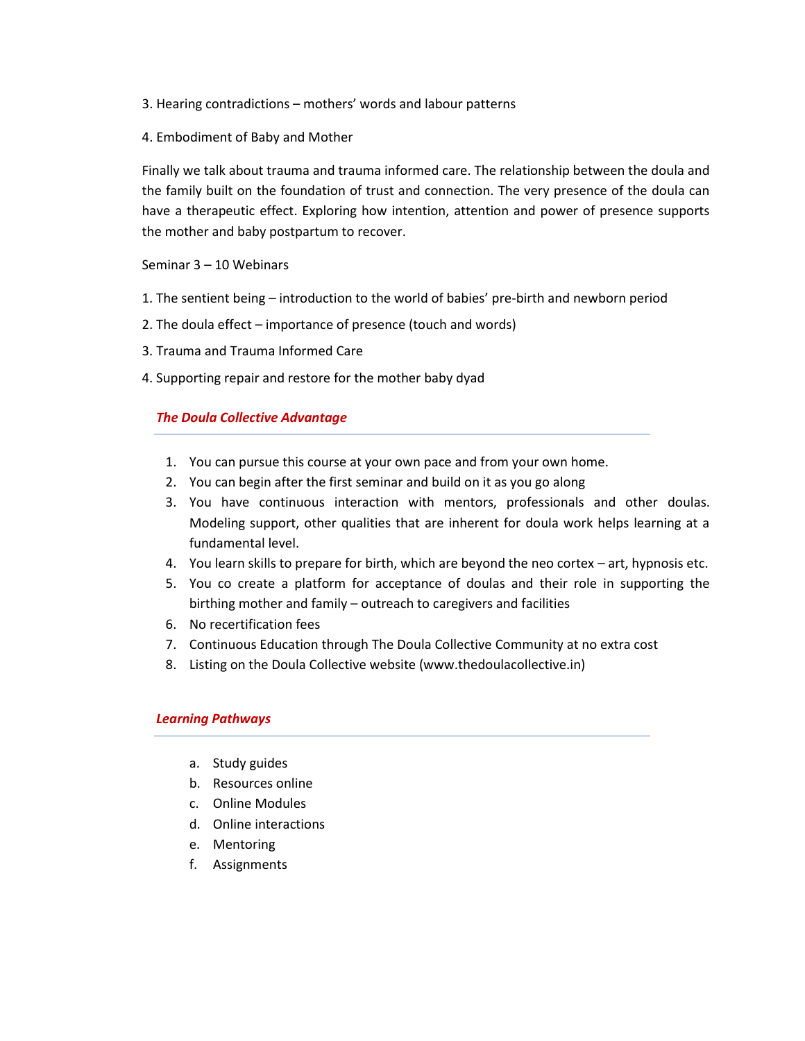3. Hearing contradictions – mothers' words and labour patterns

4. Embodiment of Baby and Mother

Finally we talk about trauma and trauma informed care. The relationship between the doula and the family built on the foundation of trust and connection. The very presence of the doula can have a therapeutic effect. Exploring how intention, attention and power of presence supports the mother and baby postpartum to recover.

Seminar 3 – 10 Webinars

1. The sentient being – introduction to the world of babies' pre-birth and newborn period

2. The doula effect – importance of presence (touch and words)

3. Trauma and Trauma Informed Care

4. Supporting repair and restore for the mother baby dyad

## *The Doula Collective Advantage*

1. You can pursue this course at your own pace and from your own home.
2. You can begin after the first seminar and build on it as you go along
3. You have continuous interaction with mentors, professionals and other doulas. Modeling support, other qualities that are inherent for doula work helps learning at a fundamental level.
4. You learn skills to prepare for birth, which are beyond the neo cortex – art, hypnosis etc.
5. You co create a platform for acceptance of doulas and their role in supporting the birthing mother and family – outreach to caregivers and facilities
6. No recertification fees
7. Continuous Education through The Doula Collective Community at no extra cost
8. Listing on the Doula Collective website (www.thedoulacollective.in)

## *Learning Pathways*

a. Study guides
b. Resources online
c. Online Modules
d. Online interactions
e. Mentoring
f. Assignments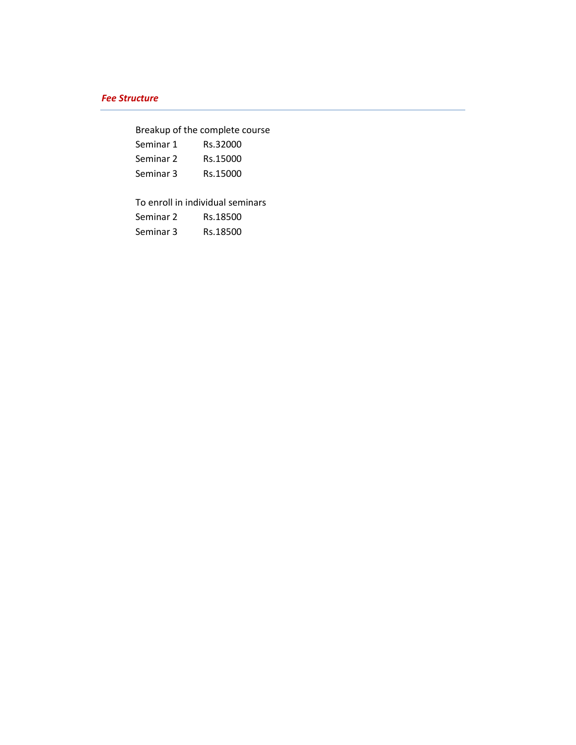## ***Fee Structure***

---

Breakup of the complete course

| | |
|---|---|
| Seminar 1 | Rs.32000 |
| Seminar 2 | Rs.15000 |
| Seminar 3 | Rs.15000 |

To enroll in individual seminars

| | |
|---|---|
| Seminar 2 | Rs.18500 |
| Seminar 3 | Rs.18500 |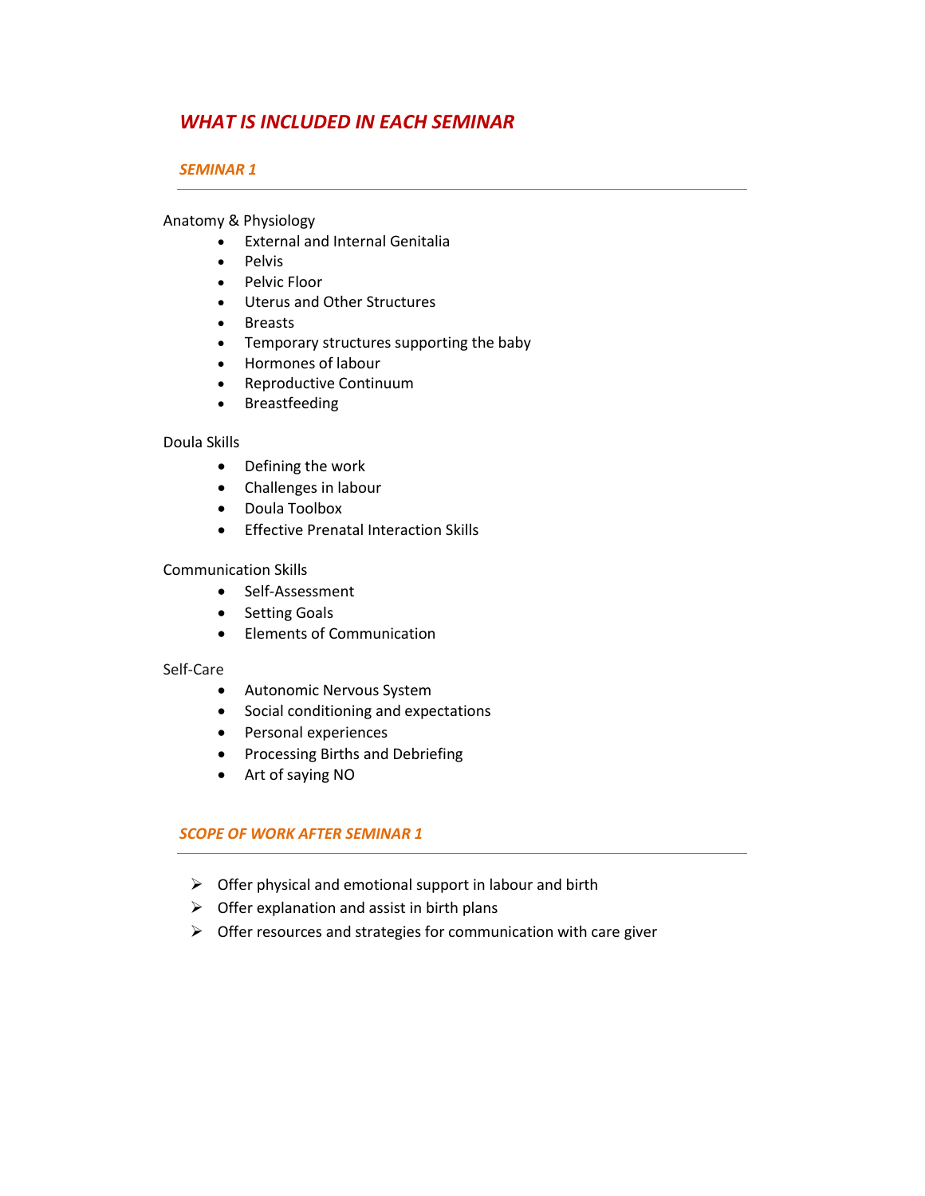# *WHAT IS INCLUDED IN EACH SEMINAR*

## *SEMINAR 1*

Anatomy & Physiology

- External and Internal Genitalia
- Pelvis
- Pelvic Floor
- Uterus and Other Structures
- Breasts
- Temporary structures supporting the baby
- Hormones of labour
- Reproductive Continuum
- Breastfeeding

Doula Skills

- Defining the work
- Challenges in labour
- Doula Toolbox
- Effective Prenatal Interaction Skills

Communication Skills

- Self-Assessment
- Setting Goals
- Elements of Communication

Self-Care

- Autonomic Nervous System
- Social conditioning and expectations
- Personal experiences
- Processing Births and Debriefing
- Art of saying NO

## *SCOPE OF WORK AFTER SEMINAR 1*

- Offer physical and emotional support in labour and birth
- Offer explanation and assist in birth plans
- Offer resources and strategies for communication with care giver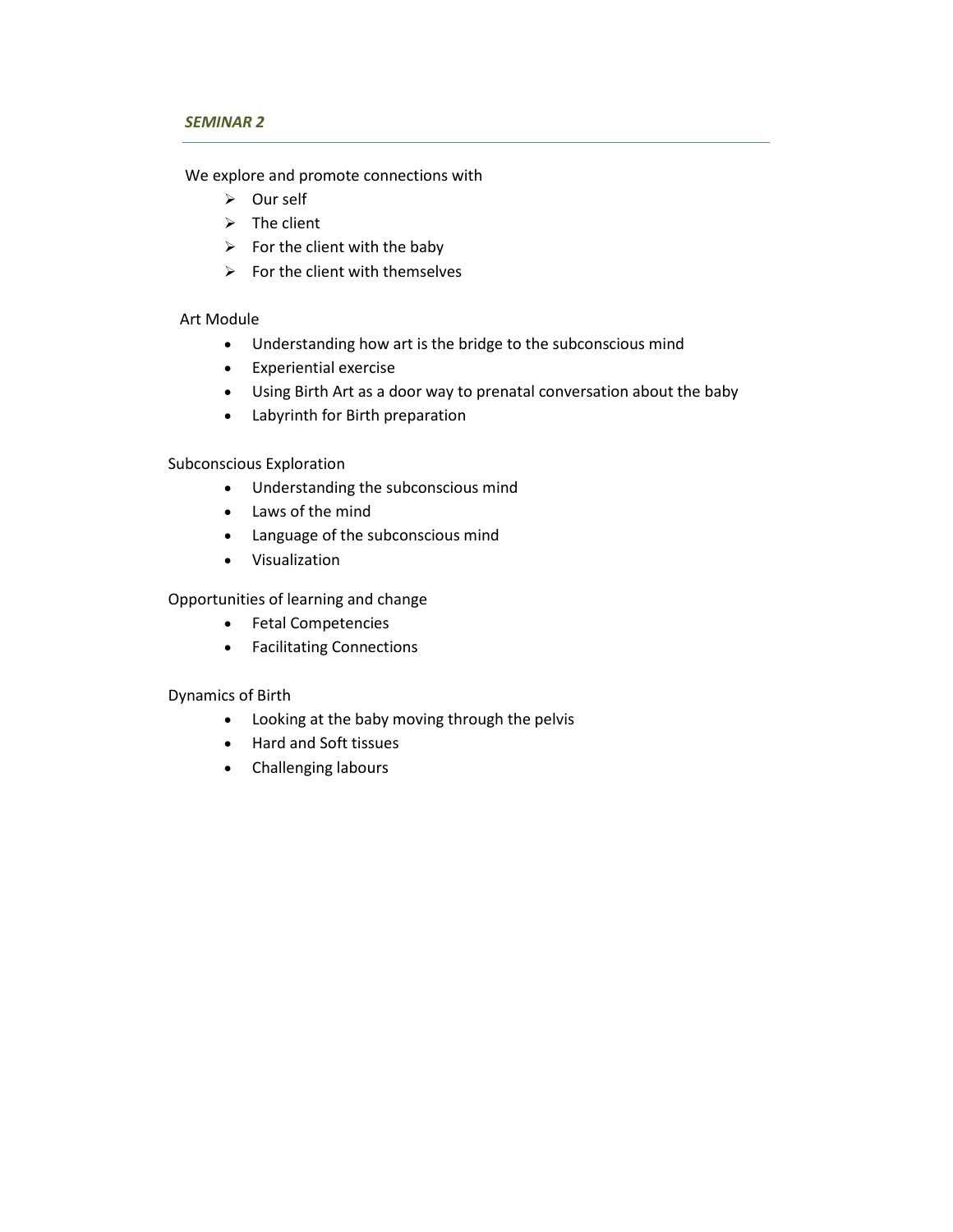## *SEMINAR 2*

---

We explore and promote connections with

- Our self
- The client
- For the client with the baby
- For the client with themselves

Art Module

- Understanding how art is the bridge to the subconscious mind
- Experiential exercise
- Using Birth Art as a door way to prenatal conversation about the baby
- Labyrinth for Birth preparation

Subconscious Exploration

- Understanding the subconscious mind
- Laws of the mind
- Language of the subconscious mind
- Visualization

Opportunities of learning and change

- Fetal Competencies
- Facilitating Connections

Dynamics of Birth

- Looking at the baby moving through the pelvis
- Hard and Soft tissues
- Challenging labours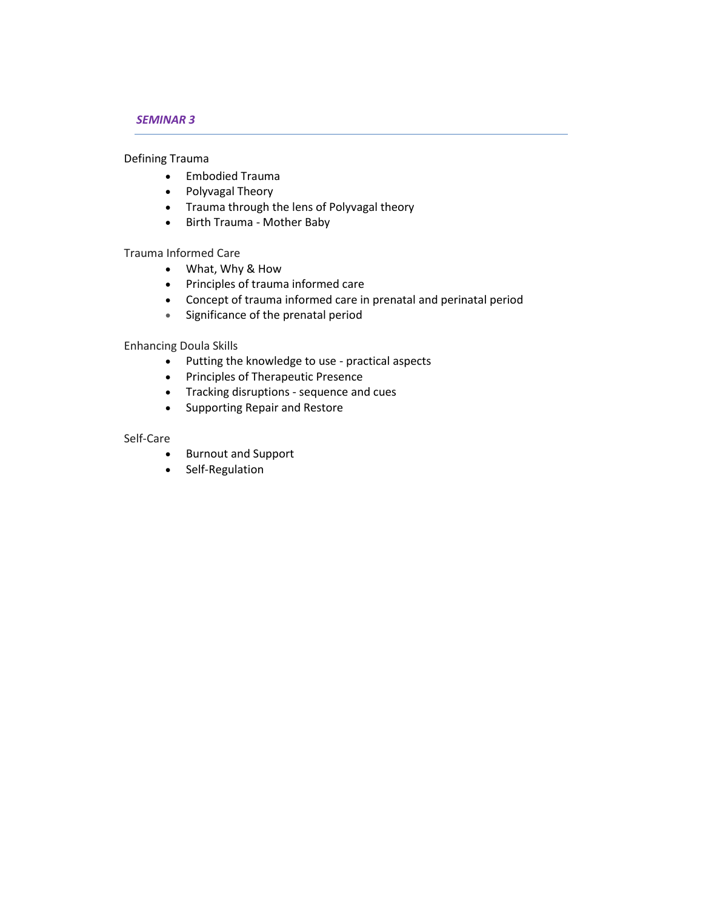## *SEMINAR 3*

Defining Trauma

- Embodied Trauma
- Polyvagal Theory
- Trauma through the lens of Polyvagal theory
- Birth Trauma - Mother Baby

Trauma Informed Care

- What, Why & How
- Principles of trauma informed care
- Concept of trauma informed care in prenatal and perinatal period
- Significance of the prenatal period

Enhancing Doula Skills

- Putting the knowledge to use - practical aspects
- Principles of Therapeutic Presence
- Tracking disruptions - sequence and cues
- Supporting Repair and Restore

Self-Care

- Burnout and Support
- Self-Regulation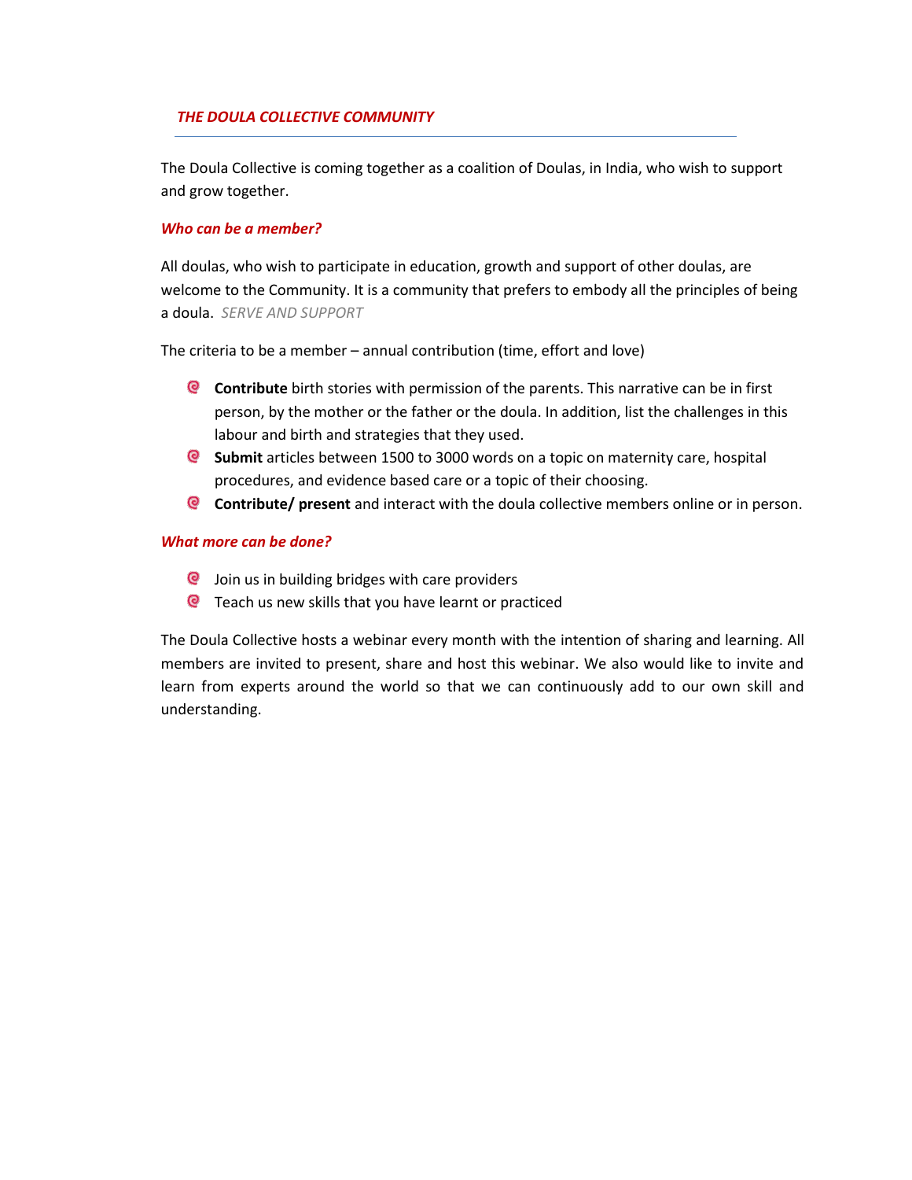## *THE DOULA COLLECTIVE COMMUNITY*

The Doula Collective is coming together as a coalition of Doulas, in India, who wish to support and grow together.

### *Who can be a member?*

All doulas, who wish to participate in education, growth and support of other doulas, are welcome to the Community. It is a community that prefers to embody all the principles of being a doula. *SERVE AND SUPPORT*

The criteria to be a member – annual contribution (time, effort and love)

- **Contribute** birth stories with permission of the parents. This narrative can be in first person, by the mother or the father or the doula. In addition, list the challenges in this labour and birth and strategies that they used.
- **Submit** articles between 1500 to 3000 words on a topic on maternity care, hospital procedures, and evidence based care or a topic of their choosing.
- **Contribute/ present** and interact with the doula collective members online or in person.

### *What more can be done?*

- Join us in building bridges with care providers
- Teach us new skills that you have learnt or practiced

The Doula Collective hosts a webinar every month with the intention of sharing and learning. All members are invited to present, share and host this webinar. We also would like to invite and learn from experts around the world so that we can continuously add to our own skill and understanding.